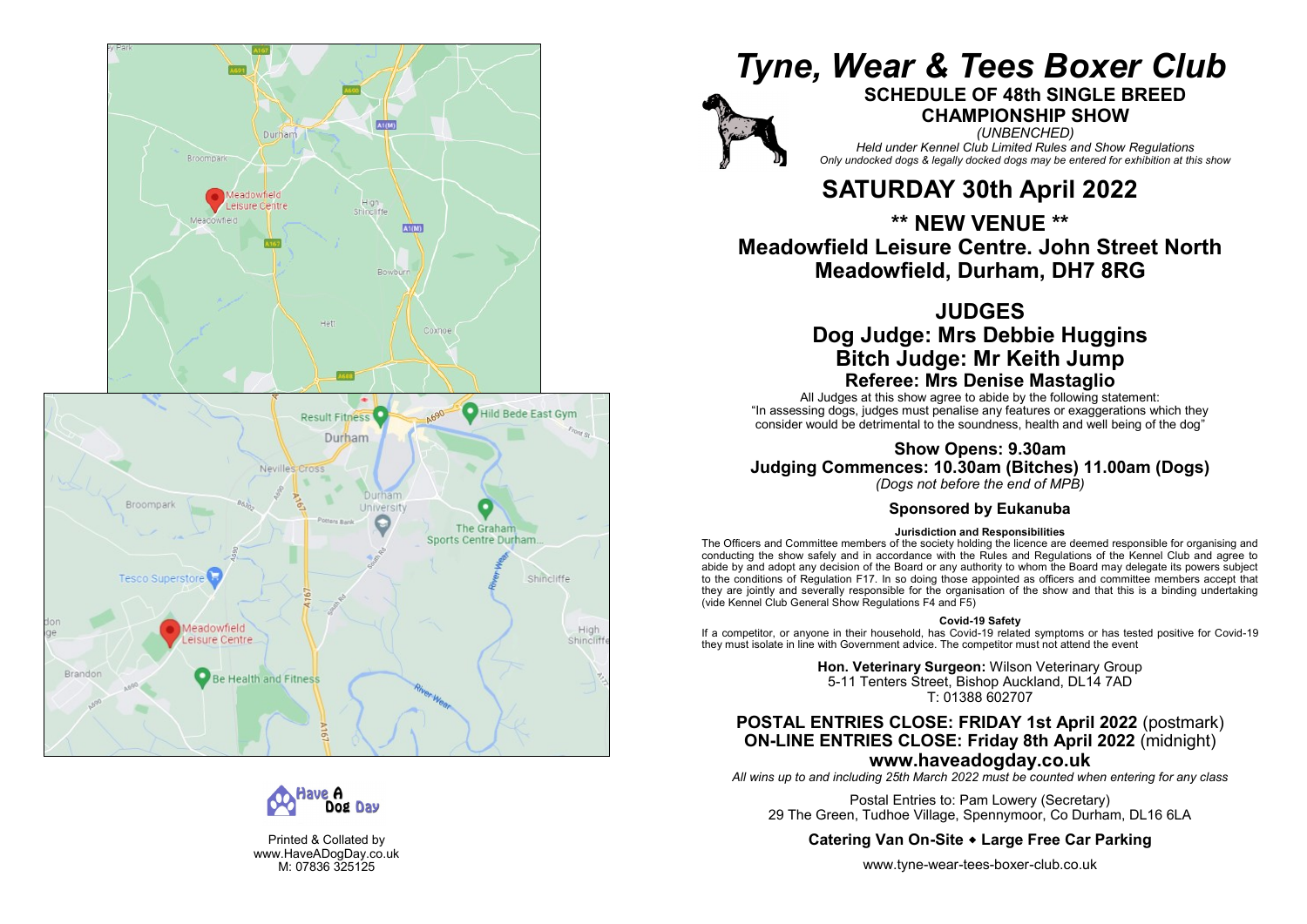Printed & Collated by
www.HaveADogDay.co.uk
M: 07836 325125

# *Tyne, Wear & Tees Boxer Club*

## SCHEDULE OF 48th SINGLE BREED CHAMPIONSHIP SHOW

*(UNBENCHED)*

*Held under Kennel Club Limited Rules and Show Regulations*

*Only undocked dogs & legally docked dogs may be entered for exhibition at this show*

## SATURDAY 30th April 2022

## ** NEW VENUE **

## Meadowfield Leisure Centre. John Street North Meadowfield, Durham, DH7 8RG

## JUDGES

### Dog Judge: Mrs Debbie Huggins
### Bitch Judge: Mr Keith Jump
### Referee: Mrs Denise Mastaglio

All Judges at this show agree to abide by the following statement:
"In assessing dogs, judges must penalise any features or exaggerations which they consider would be detrimental to the soundness, health and well being of the dog"

**Show Opens: 9.30am**
**Judging Commences: 10.30am (Bitches) 11.00am (Dogs)**
*(Dogs not before the end of MPB)*

**Sponsored by Eukanuba**

**Jurisdiction and Responsibilities**

The Officers and Committee members of the society holding the licence are deemed responsible for organising and conducting the show safely and in accordance with the Rules and Regulations of the Kennel Club and agree to abide by and adopt any decision of the Board or any authority to whom the Board may delegate its powers subject to the conditions of Regulation F17. In so doing those appointed as officers and committee members accept that they are jointly and severally responsible for the organisation of the show and that this is a binding undertaking (vide Kennel Club General Show Regulations F4 and F5)

**Covid-19 Safety**

If a competitor, or anyone in their household, has Covid-19 related symptoms or has tested positive for Covid-19 they must isolate in line with Government advice. The competitor must not attend the event

**Hon. Veterinary Surgeon:** Wilson Veterinary Group
5-11 Tenters Street, Bishop Auckland, DL14 7AD
T: 01388 602707

**POSTAL ENTRIES CLOSE: FRIDAY 1st April 2022** (postmark)
**ON-LINE ENTRIES CLOSE: Friday 8th April 2022** (midnight)
**www.haveadogday.co.uk**

*All wins up to and including 25th March 2022 must be counted when entering for any class*

Postal Entries to: Pam Lowery (Secretary)
29 The Green, Tudhoe Village, Spennymoor, Co Durham, DL16 6LA

**Catering Van On-Site ◆ Large Free Car Parking**

www.tyne-wear-tees-boxer-club.co.uk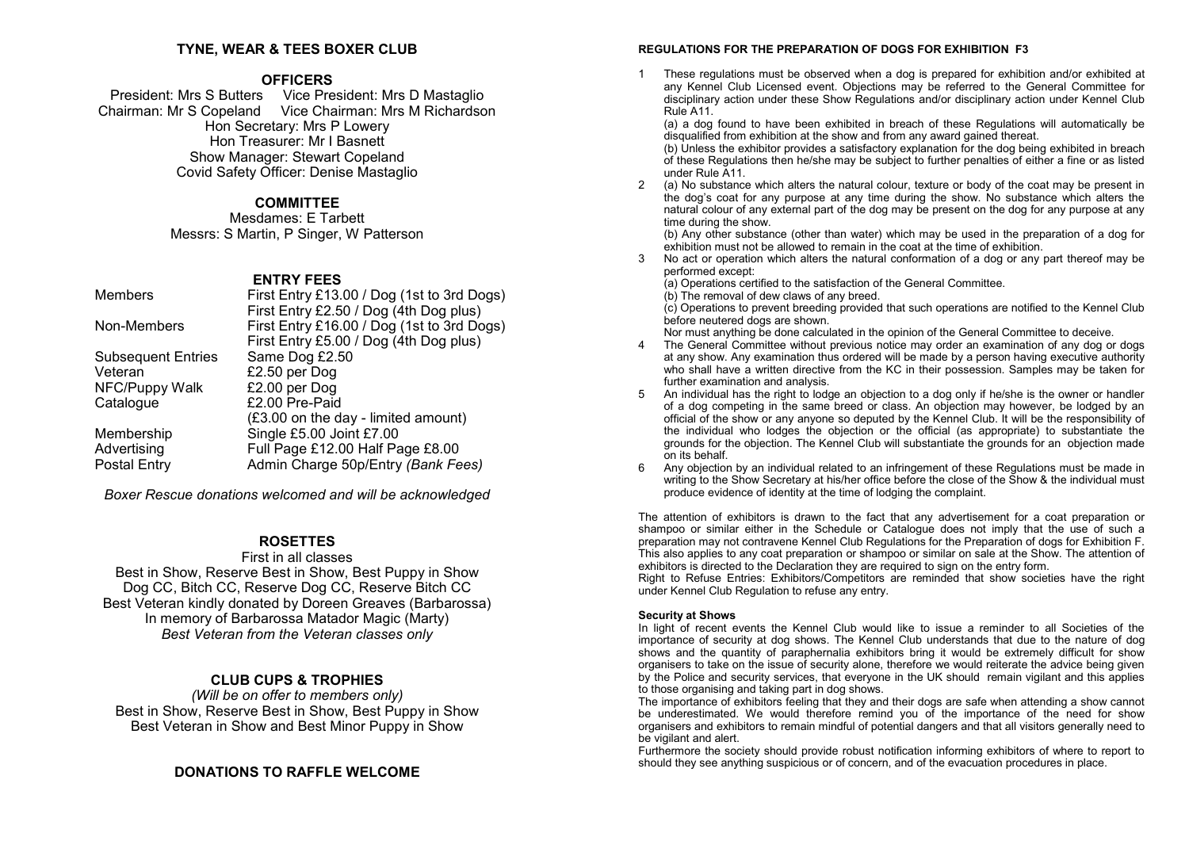## TYNE, WEAR & TEES BOXER CLUB

### OFFICERS

President: Mrs S Butters    Vice President: Mrs D Mastaglio
Chairman: Mr S Copeland    Vice Chairman: Mrs M Richardson
Hon Secretary: Mrs P Lowery
Hon Treasurer: Mr I Basnett
Show Manager: Stewart Copeland
Covid Safety Officer: Denise Mastaglio

### COMMITTEE

Mesdames: E Tarbett
Messrs: S Martin, P Singer, W Patterson

### ENTRY FEES

| | |
|---|---|
| Members | First Entry £13.00 / Dog (1st to 3rd Dogs) |
| | First Entry £2.50 / Dog (4th Dog plus) |
| Non-Members | First Entry £16.00 / Dog (1st to 3rd Dogs) |
| | First Entry £5.00 / Dog (4th Dog plus) |
| Subsequent Entries | Same Dog £2.50 |
| Veteran | £2.50 per Dog |
| NFC/Puppy Walk | £2.00 per Dog |
| Catalogue | £2.00 Pre-Paid |
| | (£3.00 on the day - limited amount) |
| Membership | Single £5.00 Joint £7.00 |
| Advertising | Full Page £12.00 Half Page £8.00 |
| Postal Entry | Admin Charge 50p/Entry *(Bank Fees)* |

*Boxer Rescue donations welcomed and will be acknowledged*

### ROSETTES

First in all classes
Best in Show, Reserve Best in Show, Best Puppy in Show
Dog CC, Bitch CC, Reserve Dog CC, Reserve Bitch CC
Best Veteran kindly donated by Doreen Greaves (Barbarossa)
In memory of Barbarossa Matador Magic (Marty)
*Best Veteran from the Veteran classes only*

### CLUB CUPS & TROPHIES

*(Will be on offer to members only)*
Best in Show, Reserve Best in Show, Best Puppy in Show
Best Veteran in Show and Best Minor Puppy in Show

### DONATIONS TO RAFFLE WELCOME

#### REGULATIONS FOR THE PREPARATION OF DOGS FOR EXHIBITION F3

1. These regulations must be observed when a dog is prepared for exhibition and/or exhibited at any Kennel Club Licensed event. Objections may be referred to the General Committee for disciplinary action under these Show Regulations and/or disciplinary action under Kennel Club Rule A11.
   (a) a dog found to have been exhibited in breach of these Regulations will automatically be disqualified from exhibition at the show and from any award gained thereat.
   (b) Unless the exhibitor provides a satisfactory explanation for the dog being exhibited in breach of these Regulations then he/she may be subject to further penalties of either a fine or as listed under Rule A11.
2. (a) No substance which alters the natural colour, texture or body of the coat may be present in the dog's coat for any purpose at any time during the show. No substance which alters the natural colour of any external part of the dog may be present on the dog for any purpose at any time during the show.
   (b) Any other substance (other than water) which may be used in the preparation of a dog for exhibition must not be allowed to remain in the coat at the time of exhibition.
3. No act or operation which alters the natural conformation of a dog or any part thereof may be performed except:
   (a) Operations certified to the satisfaction of the General Committee.
   (b) The removal of dew claws of any breed.
   (c) Operations to prevent breeding provided that such operations are notified to the Kennel Club before neutered dogs are shown.
   Nor must anything be done calculated in the opinion of the General Committee to deceive.
4. The General Committee without previous notice may order an examination of any dog or dogs at any show. Any examination thus ordered will be made by a person having executive authority who shall have a written directive from the KC in their possession. Samples may be taken for further examination and analysis.
5. An individual has the right to lodge an objection to a dog only if he/she is the owner or handler of a dog competing in the same breed or class. An objection may however, be lodged by an official of the show or any anyone so deputed by the Kennel Club. It will be the responsibility of the individual who lodges the objection or the official (as appropriate) to substantiate the grounds for the objection. The Kennel Club will substantiate the grounds for an objection made on its behalf.
6. Any objection by an individual related to an infringement of these Regulations must be made in writing to the Show Secretary at his/her office before the close of the Show & the individual must produce evidence of identity at the time of lodging the complaint.

The attention of exhibitors is drawn to the fact that any advertisement for a coat preparation or shampoo or similar either in the Schedule or Catalogue does not imply that the use of such a preparation may not contravene Kennel Club Regulations for the Preparation of dogs for Exhibition F. This also applies to any coat preparation or shampoo or similar on sale at the Show. The attention of exhibitors is directed to the Declaration they are required to sign on the entry form.
Right to Refuse Entries: Exhibitors/Competitors are reminded that show societies have the right under Kennel Club Regulation to refuse any entry.

#### Security at Shows

In light of recent events the Kennel Club would like to issue a reminder to all Societies of the importance of security at dog shows. The Kennel Club understands that due to the nature of dog shows and the quantity of paraphernalia exhibitors bring it would be extremely difficult for show organisers to take on the issue of security alone, therefore we would reiterate the advice being given by the Police and security services, that everyone in the UK should remain vigilant and this applies to those organising and taking part in dog shows.
The importance of exhibitors feeling that they and their dogs are safe when attending a show cannot be underestimated. We would therefore remind you of the importance of the need for show organisers and exhibitors to remain mindful of potential dangers and that all visitors generally need to be vigilant and alert.
Furthermore the society should provide robust notification informing exhibitors of where to report to should they see anything suspicious or of concern, and of the evacuation procedures in place.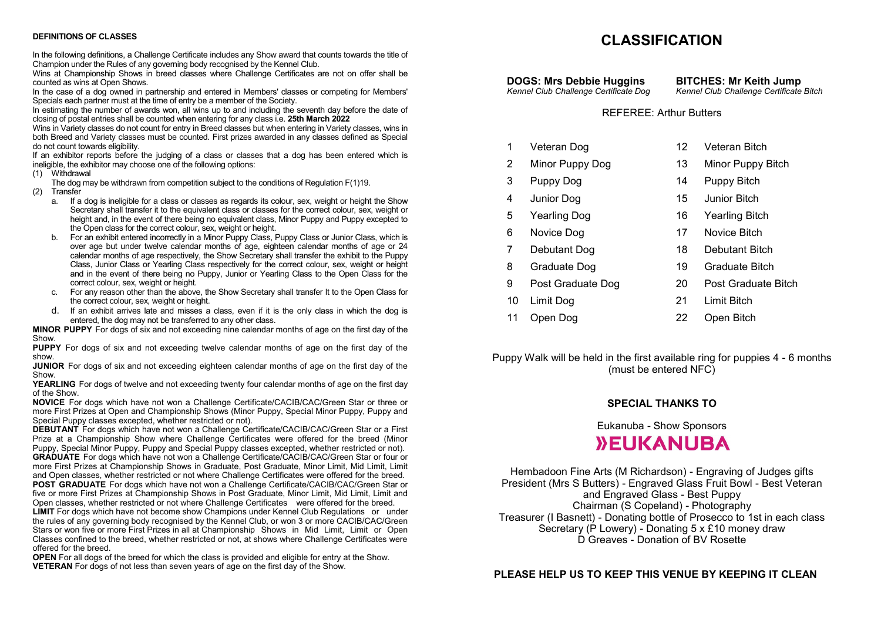#### DEFINITIONS OF CLASSES

In the following definitions, a Challenge Certificate includes any Show award that counts towards the title of Champion under the Rules of any governing body recognised by the Kennel Club.

Wins at Championship Shows in breed classes where Challenge Certificates are not on offer shall be counted as wins at Open Shows.

In the case of a dog owned in partnership and entered in Members' classes or competing for Members' Specials each partner must at the time of entry be a member of the Society.

In estimating the number of awards won, all wins up to and including the seventh day before the date of closing of postal entries shall be counted when entering for any class i.e. **25th March 2022**

Wins in Variety classes do not count for entry in Breed classes but when entering in Variety classes, wins in both Breed and Variety classes must be counted. First prizes awarded in any classes defined as Special do not count towards eligibility.

If an exhibitor reports before the judging of a class or classes that a dog has been entered which is ineligible, the exhibitor may choose one of the following options:

(1) Withdrawal

The dog may be withdrawn from competition subject to the conditions of Regulation F(1)19.

(2) Transfer

a. If a dog is ineligible for a class or classes as regards its colour, sex, weight or height the Show Secretary shall transfer it to the equivalent class or classes for the correct colour, sex, weight or height and, in the event of there being no equivalent class, Minor Puppy and Puppy excepted to the Open class for the correct colour, sex, weight or height.

b. For an exhibit entered incorrectly in a Minor Puppy Class, Puppy Class or Junior Class, which is over age but under twelve calendar months of age, eighteen calendar months of age or 24 calendar months of age respectively, the Show Secretary shall transfer the exhibit to the Puppy Class, Junior Class or Yearling Class respectively for the correct colour, sex, weight or height and in the event of there being no Puppy, Junior or Yearling Class to the Open Class for the correct colour, sex, weight or height.

c. For any reason other than the above, the Show Secretary shall transfer It to the Open Class for the correct colour, sex, weight or height.

d. If an exhibit arrives late and misses a class, even if it is the only class in which the dog is entered, the dog may not be transferred to any other class.

**MINOR PUPPY** For dogs of six and not exceeding nine calendar months of age on the first day of the Show.

**PUPPY** For dogs of six and not exceeding twelve calendar months of age on the first day of the show.

**JUNIOR** For dogs of six and not exceeding eighteen calendar months of age on the first day of the Show.

**YEARLING** For dogs of twelve and not exceeding twenty four calendar months of age on the first day of the Show.

**NOVICE** For dogs which have not won a Challenge Certificate/CACIB/CAC/Green Star or three or more First Prizes at Open and Championship Shows (Minor Puppy, Special Minor Puppy, Puppy and Special Puppy classes excepted, whether restricted or not).

**DEBUTANT** For dogs which have not won a Challenge Certificate/CACIB/CAC/Green Star or a First Prize at a Championship Show where Challenge Certificates were offered for the breed (Minor Puppy, Special Minor Puppy, Puppy and Special Puppy classes excepted, whether restricted or not).

**GRADUATE** For dogs which have not won a Challenge Certificate/CACIB/CAC/Green Star or four or more First Prizes at Championship Shows in Graduate, Post Graduate, Minor Limit, Mid Limit, Limit and Open classes, whether restricted or not where Challenge Certificates were offered for the breed.

**POST GRADUATE** For dogs which have not won a Challenge Certificate/CACIB/CAC/Green Star or five or more First Prizes at Championship Shows in Post Graduate, Minor Limit, Mid Limit, Limit and Open classes, whether restricted or not where Challenge Certificates were offered for the breed.

**LIMIT** For dogs which have not become show Champions under Kennel Club Regulations or under the rules of any governing body recognised by the Kennel Club, or won 3 or more CACIB/CAC/Green Stars or won five or more First Prizes in all at Championship Shows in Mid Limit, Limit or Open Classes confined to the breed, whether restricted or not, at shows where Challenge Certificates were offered for the breed.

**OPEN** For all dogs of the breed for which the class is provided and eligible for entry at the Show.

**VETERAN** For dogs of not less than seven years of age on the first day of the Show.

# CLASSIFICATION

**DOGS: Mrs Debbie Huggins**
*Kennel Club Challenge Certificate Dog*

**BITCHES: Mr Keith Jump**
*Kennel Club Challenge Certificate Bitch*

REFEREE: Arthur Butters

| No. | Dogs | No. | Bitches |
|---|---|---|---|
| 1 | Veteran Dog | 12 | Veteran Bitch |
| 2 | Minor Puppy Dog | 13 | Minor Puppy Bitch |
| 3 | Puppy Dog | 14 | Puppy Bitch |
| 4 | Junior Dog | 15 | Junior Bitch |
| 5 | Yearling Dog | 16 | Yearling Bitch |
| 6 | Novice Dog | 17 | Novice Bitch |
| 7 | Debutant Dog | 18 | Debutant Bitch |
| 8 | Graduate Dog | 19 | Graduate Bitch |
| 9 | Post Graduate Dog | 20 | Post Graduate Bitch |
| 10 | Limit Dog | 21 | Limit Bitch |
| 11 | Open Dog | 22 | Open Bitch |

Puppy Walk will be held in the first available ring for puppies 4 - 6 months (must be entered NFC)

### SPECIAL THANKS TO

Eukanuba - Show Sponsors

EUKANUBA

Hembadoon Fine Arts (M Richardson) - Engraving of Judges gifts
President (Mrs S Butters) - Engraved Glass Fruit Bowl - Best Veteran and Engraved Glass - Best Puppy
Chairman (S Copeland) - Photography
Treasurer (I Basnett) - Donating bottle of Prosecco to 1st in each class
Secretary (P Lowery) - Donating 5 x £10 money draw
D Greaves - Donation of BV Rosette

**PLEASE HELP US TO KEEP THIS VENUE BY KEEPING IT CLEAN**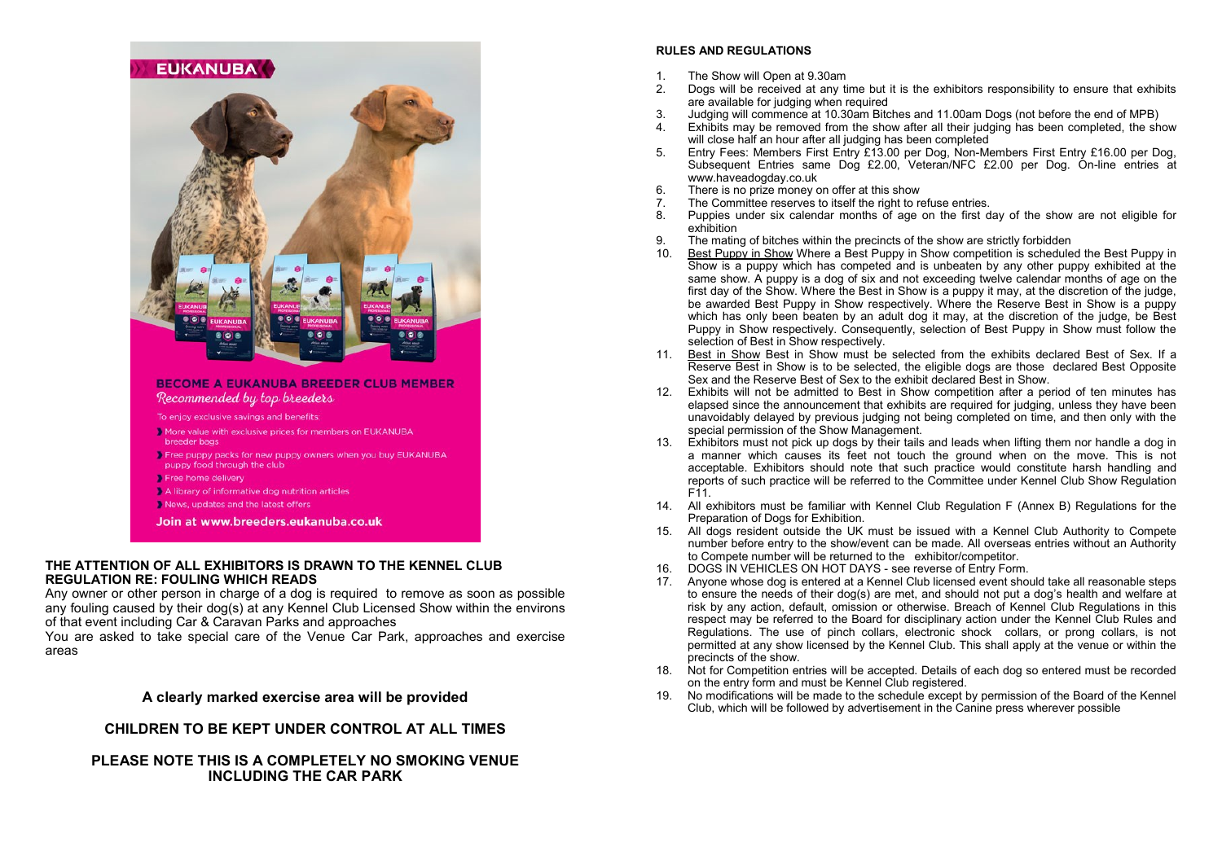EUKANUBA

BECOME A EUKANUBA BREEDER CLUB MEMBER

*Recommended by top breeders*

To enjoy exclusive savings and benefits:

- More value with exclusive prices for members on EUKANUBA breeder bags
- Free puppy packs for new puppy owners when you buy EUKANUBA puppy food through the club
- Free home delivery
- A library of informative dog nutrition articles
- News, updates and the latest offers

**Join at www.breeders.eukanuba.co.uk**

**THE ATTENTION OF ALL EXHIBITORS IS DRAWN TO THE KENNEL CLUB REGULATION RE: FOULING WHICH READS**

Any owner or other person in charge of a dog is required to remove as soon as possible any fouling caused by their dog(s) at any Kennel Club Licensed Show within the environs of that event including Car & Caravan Parks and approaches

You are asked to take special care of the Venue Car Park, approaches and exercise areas

**A clearly marked exercise area will be provided**

**CHILDREN TO BE KEPT UNDER CONTROL AT ALL TIMES**

**PLEASE NOTE THIS IS A COMPLETELY NO SMOKING VENUE INCLUDING THE CAR PARK**

## RULES AND REGULATIONS

1. The Show will Open at 9.30am
2. Dogs will be received at any time but it is the exhibitors responsibility to ensure that exhibits are available for judging when required
3. Judging will commence at 10.30am Bitches and 11.00am Dogs (not before the end of MPB)
4. Exhibits may be removed from the show after all their judging has been completed, the show will close half an hour after all judging has been completed
5. Entry Fees: Members First Entry £13.00 per Dog, Non-Members First Entry £16.00 per Dog, Subsequent Entries same Dog £2.00, Veteran/NFC £2.00 per Dog. On-line entries at www.haveadogday.co.uk
6. There is no prize money on offer at this show
7. The Committee reserves to itself the right to refuse entries.
8. Puppies under six calendar months of age on the first day of the show are not eligible for exhibition
9. The mating of bitches within the precincts of the show are strictly forbidden
10. Best Puppy in Show Where a Best Puppy in Show competition is scheduled the Best Puppy in Show is a puppy which has competed and is unbeaten by any other puppy exhibited at the same show. A puppy is a dog of six and not exceeding twelve calendar months of age on the first day of the Show. Where the Best in Show is a puppy it may, at the discretion of the judge, be awarded Best Puppy in Show respectively. Where the Reserve Best in Show is a puppy which has only been beaten by an adult dog it may, at the discretion of the judge, be Best Puppy in Show respectively. Consequently, selection of Best Puppy in Show must follow the selection of Best in Show respectively.
11. Best in Show Best in Show must be selected from the exhibits declared Best of Sex. If a Reserve Best in Show is to be selected, the eligible dogs are those declared Best Opposite Sex and the Reserve Best of Sex to the exhibit declared Best in Show.
12. Exhibits will not be admitted to Best in Show competition after a period of ten minutes has elapsed since the announcement that exhibits are required for judging, unless they have been unavoidably delayed by previous judging not being completed on time, and then only with the special permission of the Show Management.
13. Exhibitors must not pick up dogs by their tails and leads when lifting them nor handle a dog in a manner which causes its feet not touch the ground when on the move. This is not acceptable. Exhibitors should note that such practice would constitute harsh handling and reports of such practice will be referred to the Committee under Kennel Club Show Regulation F11.
14. All exhibitors must be familiar with Kennel Club Regulation F (Annex B) Regulations for the Preparation of Dogs for Exhibition.
15. All dogs resident outside the UK must be issued with a Kennel Club Authority to Compete number before entry to the show/event can be made. All overseas entries without an Authority to Compete number will be returned to the exhibitor/competitor.
16. DOGS IN VEHICLES ON HOT DAYS - see reverse of Entry Form.
17. Anyone whose dog is entered at a Kennel Club licensed event should take all reasonable steps to ensure the needs of their dog(s) are met, and should not put a dog's health and welfare at risk by any action, default, omission or otherwise. Breach of Kennel Club Regulations in this respect may be referred to the Board for disciplinary action under the Kennel Club Rules and Regulations. The use of pinch collars, electronic shock collars, or prong collars, is not permitted at any show licensed by the Kennel Club. This shall apply at the venue or within the precincts of the show.
18. Not for Competition entries will be accepted. Details of each dog so entered must be recorded on the entry form and must be Kennel Club registered.
19. No modifications will be made to the schedule except by permission of the Board of the Kennel Club, which will be followed by advertisement in the Canine press wherever possible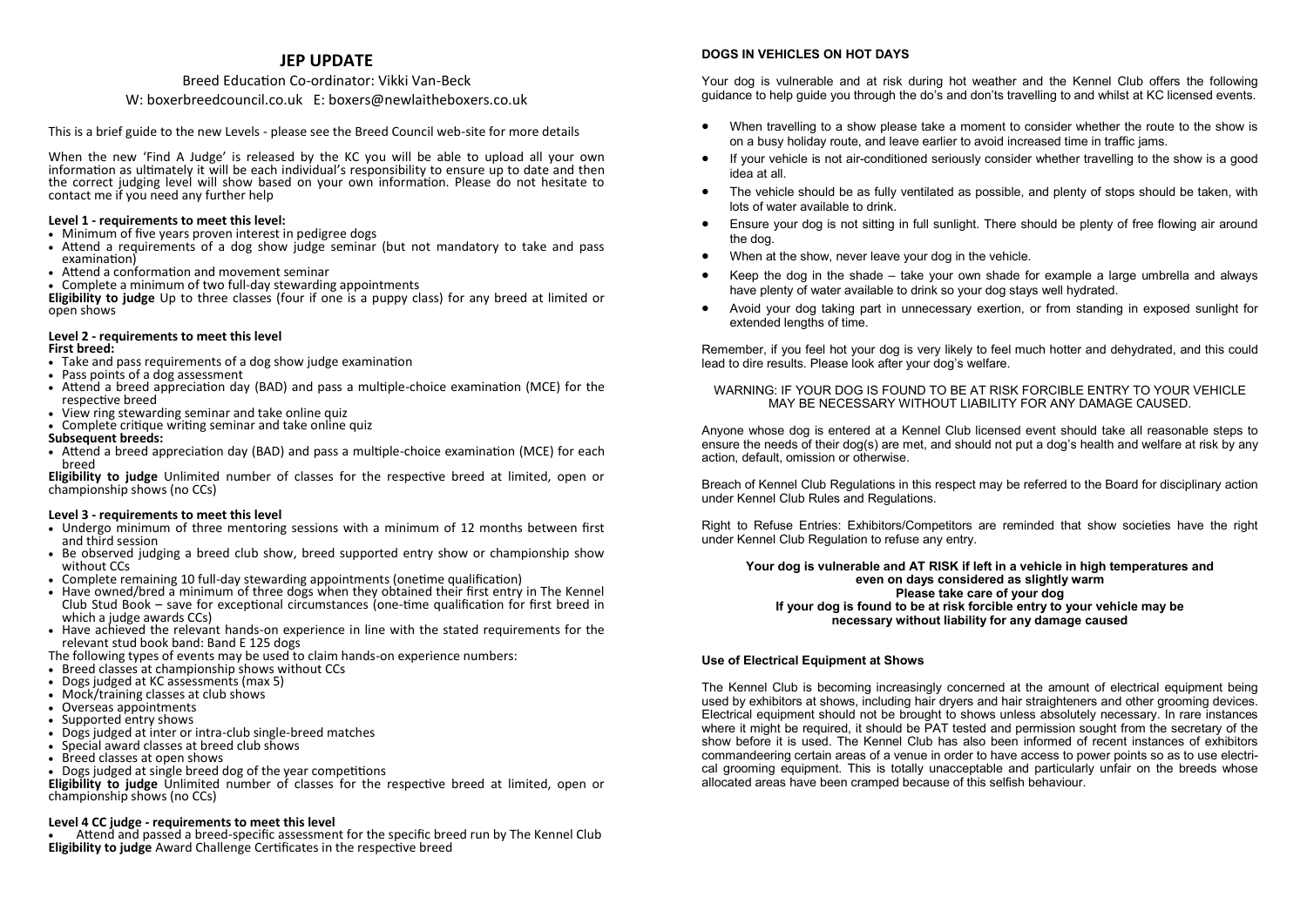# JEP UPDATE

Breed Education Co-ordinator: Vikki Van-Beck

W: boxerbreedcouncil.co.uk E: boxers@newlaitheboxers.co.uk

This is a brief guide to the new Levels - please see the Breed Council web-site for more details

When the new 'Find A Judge' is released by the KC you will be able to upload all your own information as ultimately it will be each individual's responsibility to ensure up to date and then the correct judging level will show based on your own information. Please do not hesitate to contact me if you need any further help

**Level 1 - requirements to meet this level:**

- Minimum of five years proven interest in pedigree dogs
- Attend a requirements of a dog show judge seminar (but not mandatory to take and pass examination)
- Attend a conformation and movement seminar
- Complete a minimum of two full-day stewarding appointments

**Eligibility to judge** Up to three classes (four if one is a puppy class) for any breed at limited or open shows

**Level 2 - requirements to meet this level**

**First breed:**

- Take and pass requirements of a dog show judge examination
- Pass points of a dog assessment
- Attend a breed appreciation day (BAD) and pass a multiple-choice examination (MCE) for the respective breed
- View ring stewarding seminar and take online quiz
- Complete critique writing seminar and take online quiz

**Subsequent breeds:**

- Attend a breed appreciation day (BAD) and pass a multiple-choice examination (MCE) for each breed

**Eligibility to judge** Unlimited number of classes for the respective breed at limited, open or championship shows (no CCs)

**Level 3 - requirements to meet this level**

- Undergo minimum of three mentoring sessions with a minimum of 12 months between first and third session
- Be observed judging a breed club show, breed supported entry show or championship show without CCs
- Complete remaining 10 full-day stewarding appointments (onetime qualification)
- Have owned/bred a minimum of three dogs when they obtained their first entry in The Kennel Club Stud Book – save for exceptional circumstances (one-time qualification for first breed in which a judge awards CCs)
- Have achieved the relevant hands-on experience in line with the stated requirements for the relevant stud book band: Band E 125 dogs

The following types of events may be used to claim hands-on experience numbers:

- Breed classes at championship shows without CCs
- Dogs judged at KC assessments (max 5)
- Mock/training classes at club shows
- Overseas appointments
- Supported entry shows
- Dogs judged at inter or intra-club single-breed matches
- Special award classes at breed club shows
- Breed classes at open shows
- Dogs judged at single breed dog of the year competitions

**Eligibility to judge** Unlimited number of classes for the respective breed at limited, open or championship shows (no CCs)

**Level 4 CC judge - requirements to meet this level**

- Attend and passed a breed-specific assessment for the specific breed run by The Kennel Club

**Eligibility to judge** Award Challenge Certificates in the respective breed

**DOGS IN VEHICLES ON HOT DAYS**

Your dog is vulnerable and at risk during hot weather and the Kennel Club offers the following guidance to help guide you through the do's and don'ts travelling to and whilst at KC licensed events.

- When travelling to a show please take a moment to consider whether the route to the show is on a busy holiday route, and leave earlier to avoid increased time in traffic jams.
- If your vehicle is not air-conditioned seriously consider whether travelling to the show is a good idea at all.
- The vehicle should be as fully ventilated as possible, and plenty of stops should be taken, with lots of water available to drink.
- Ensure your dog is not sitting in full sunlight. There should be plenty of free flowing air around the dog.
- When at the show, never leave your dog in the vehicle.
- Keep the dog in the shade – take your own shade for example a large umbrella and always have plenty of water available to drink so your dog stays well hydrated.
- Avoid your dog taking part in unnecessary exertion, or from standing in exposed sunlight for extended lengths of time.

Remember, if you feel hot your dog is very likely to feel much hotter and dehydrated, and this could lead to dire results. Please look after your dog's welfare.

WARNING: IF YOUR DOG IS FOUND TO BE AT RISK FORCIBLE ENTRY TO YOUR VEHICLE MAY BE NECESSARY WITHOUT LIABILITY FOR ANY DAMAGE CAUSED.

Anyone whose dog is entered at a Kennel Club licensed event should take all reasonable steps to ensure the needs of their dog(s) are met, and should not put a dog's health and welfare at risk by any action, default, omission or otherwise.

Breach of Kennel Club Regulations in this respect may be referred to the Board for disciplinary action under Kennel Club Rules and Regulations.

Right to Refuse Entries: Exhibitors/Competitors are reminded that show societies have the right under Kennel Club Regulation to refuse any entry.

**Your dog is vulnerable and AT RISK if left in a vehicle in high temperatures and even on days considered as slightly warm**
**Please take care of your dog**
**If your dog is found to be at risk forcible entry to your vehicle may be necessary without liability for any damage caused**

**Use of Electrical Equipment at Shows**

The Kennel Club is becoming increasingly concerned at the amount of electrical equipment being used by exhibitors at shows, including hair dryers and hair straighteners and other grooming devices. Electrical equipment should not be brought to shows unless absolutely necessary. In rare instances where it might be required, it should be PAT tested and permission sought from the secretary of the show before it is used. The Kennel Club has also been informed of recent instances of exhibitors commandeering certain areas of a venue in order to have access to power points so as to use electrical grooming equipment. This is totally unacceptable and particularly unfair on the breeds whose allocated areas have been cramped because of this selfish behaviour.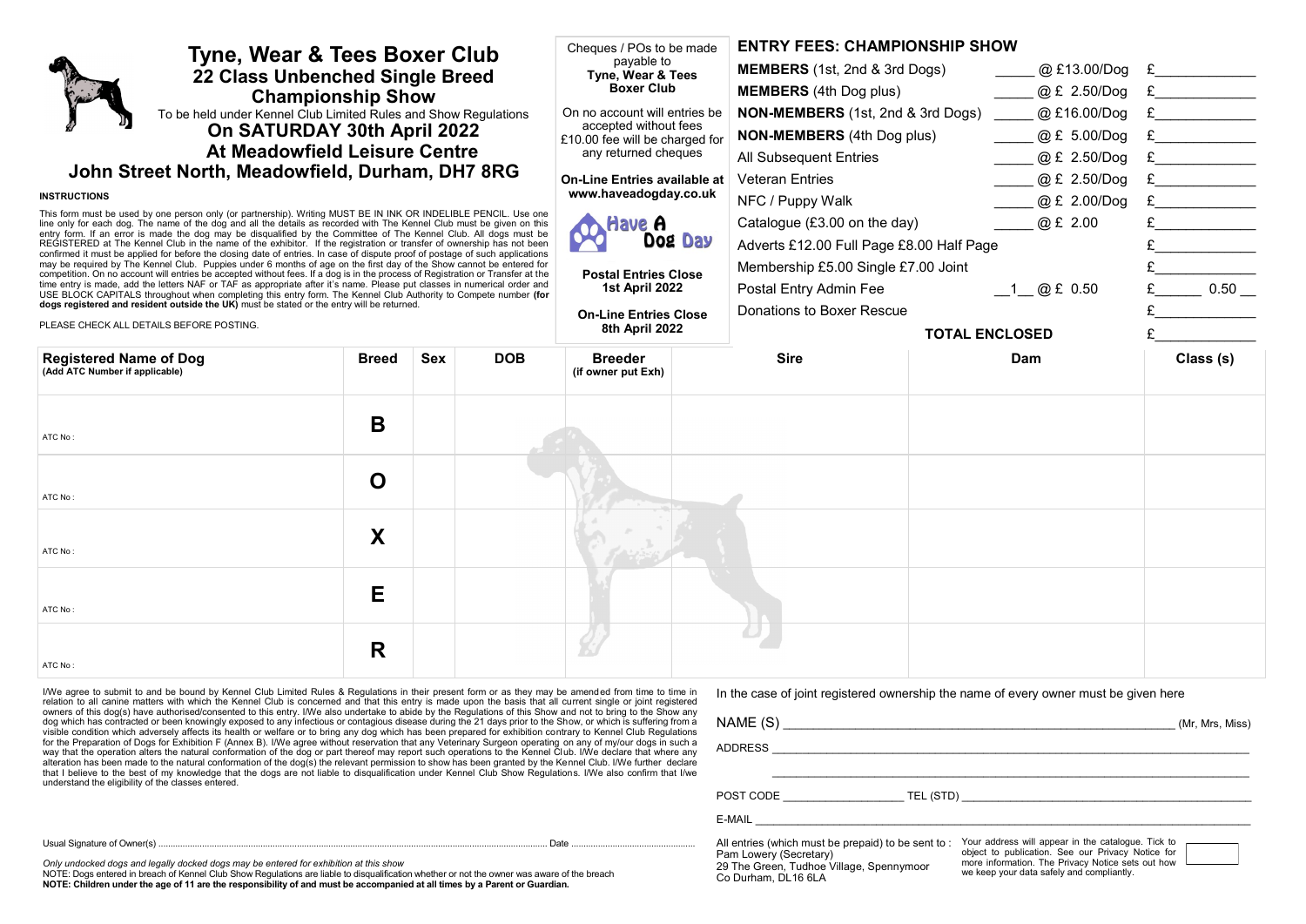# Tyne, Wear & Tees Boxer Club

## 22 Class Unbenched Single Breed Championship Show

To be held under Kennel Club Limited Rules and Show Regulations

## On SATURDAY 30th April 2022

## At Meadowfield Leisure Centre

## John Street North, Meadowfield, Durham, DH7 8RG

**INSTRUCTIONS**

This form must be used by one person only (or partnership). Writing MUST BE IN INK OR INDELIBLE PENCIL. Use one line only for each dog. The name of the dog and all the details as recorded with The Kennel Club must be given on this entry form. If an error is made the dog may be disqualified by the Committee of The Kennel Club. All dogs must be REGISTERED at The Kennel Club in the name of the exhibitor. If the registration or transfer of ownership has not been confirmed it must be applied for before the closing date of entries. In case of dispute proof of postage of such applications may be required by The Kennel Club. Puppies under 6 months of age on the first day of the Show cannot be entered for competition. On no account will entries be accepted without fees. If a dog is in the process of Registration or Transfer at the time entry is made, add the letters NAF or TAF as appropriate after it's name. Please put classes in numerical order and USE BLOCK CAPITALS throughout when completing this entry form. The Kennel Club Authority to Compete number **(for dogs registered and resident outside the UK)** must be stated or the entry will be returned.

PLEASE CHECK ALL DETAILS BEFORE POSTING.

Cheques / POs to be made payable to **Tyne, Wear & Tees Boxer Club**

On no account will entries be accepted without fees £10.00 fee will be charged for any returned cheques

**On-Line Entries available at www.haveadogday.co.uk**

Have A Dog Day

**Postal Entries Close 1st April 2022**

**On-Line Entries Close 8th April 2022**

## ENTRY FEES: CHAMPIONSHIP SHOW

| | | |
|---|---|---|
| **MEMBERS** (1st, 2nd & 3rd Dogs) | _____ @ £13.00/Dog | £____________ |
| **MEMBERS** (4th Dog plus) | _____ @ £ 2.50/Dog | £____________ |
| **NON-MEMBERS** (1st, 2nd & 3rd Dogs) | _____ @ £16.00/Dog | £____________ |
| **NON-MEMBERS** (4th Dog plus) | _____ @ £ 5.00/Dog | £____________ |
| All Subsequent Entries | _____ @ £ 2.50/Dog | £____________ |
| Veteran Entries | _____ @ £ 2.50/Dog | £____________ |
| NFC / Puppy Walk | _____ @ £ 2.00/Dog | £____________ |
| Catalogue (£3.00 on the day) | _____ @ £ 2.00 | £____________ |
| Adverts £12.00 Full Page £8.00 Half Page | | £____________ |
| Membership £5.00 Single £7.00 Joint | | £____________ |
| Postal Entry Admin Fee | __1__ @ £ 0.50 | £______ 0.50 __ |
| Donations to Boxer Rescue | | £____________ |
| **TOTAL ENCLOSED** | | £____________ |

| Registered Name of Dog (Add ATC Number if applicable) | Breed | Sex | DOB | Breeder (if owner put Exh) | Sire | Dam | Class (s) |
|---|---|---|---|---|---|---|---|
| ATC No : | B | | | | | | |
| ATC No : | O | | | | | | |
| ATC No : | X | | | | | | |
| ATC No : | E | | | | | | |
| ATC No : | R | | | | | | |

I/We agree to submit to and be bound by Kennel Club Limited Rules & Regulations in their present form or as they may be amended from time to time in relation to all canine matters with which the Kennel Club is concerned and that this entry is made upon the basis that all current single or joint registered owners of this dog(s) have authorised/consented to this entry. I/We also undertake to abide by the Regulations of this Show and not to bring to the Show any dog which has contracted or been knowingly exposed to any infectious or contagious disease during the 21 days prior to the Show, or which is suffering from a visible condition which adversely affects its health or welfare or to bring any dog which has been prepared for exhibition contrary to Kennel Club Regulations for the Preparation of Dogs for Exhibition F (Annex B). I/We agree without reservation that any Veterinary Surgeon operating on any of my/our dogs in such a way that the operation alters the natural conformation of the dog or part thereof may report such operations to the Kennel Club. I/We declare that where any alteration has been made to the natural conformation of the dog(s) the relevant permission to show has been granted by the Kennel Club. I/We further declare that I believe to the best of my knowledge that the dogs are not liable to disqualification under Kennel Club Show Regulations. I/We also confirm that I/we understand the eligibility of the classes entered.

Usual Signature of Owner(s) .......................................................................................................... Date ..........................................

*Only undocked dogs and legally docked dogs may be entered for exhibition at this show*

NOTE: Dogs entered in breach of Kennel Club Show Regulations are liable to disqualification whether or not the owner was aware of the breach

**NOTE: Children under the age of 11 are the responsibility of and must be accompanied at all times by a Parent or Guardian.**

In the case of joint registered ownership the name of every owner must be given here

NAME (S) ________________________________________________ (Mr, Mrs, Miss)

ADDRESS ________________________________________________________________

________________________________________________________________

POST CODE __________________ TEL (STD) ________________________________________

E-MAIL ________________________________________________________________

All entries (which must be prepaid) to be sent to :
Pam Lowery (Secretary)
29 The Green, Tudhoe Village, Spennymoor
Co Durham, DL16 6LA

Your address will appear in the catalogue. Tick to object to publication. See our Privacy Notice for more information. The Privacy Notice sets out how we keep your data safely and compliantly.